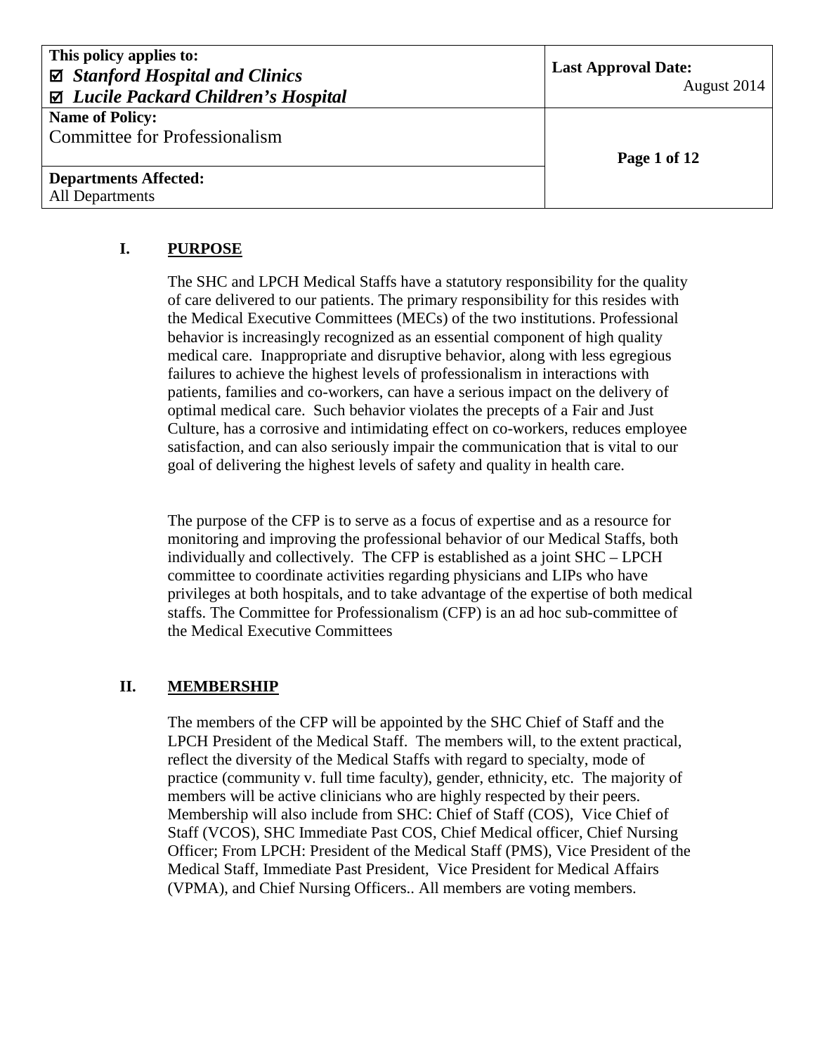| This policy applies to: ☑ *Stanford Hospital and Clinics* ☑ *Lucile Packard Children's Hospital* | **Last Approval Date:** August 2014 |
| --- | --- |
| **Name of Policy:** Committee for Professionalism | |
| **Departments Affected:** All Departments | |

## I. PURPOSE

The SHC and LPCH Medical Staffs have a statutory responsibility for the quality of care delivered to our patients. The primary responsibility for this resides with the Medical Executive Committees (MECs) of the two institutions. Professional behavior is increasingly recognized as an essential component of high quality medical care. Inappropriate and disruptive behavior, along with less egregious failures to achieve the highest levels of professionalism in interactions with patients, families and co-workers, can have a serious impact on the delivery of optimal medical care. Such behavior violates the precepts of a Fair and Just Culture, has a corrosive and intimidating effect on co-workers, reduces employee satisfaction, and can also seriously impair the communication that is vital to our goal of delivering the highest levels of safety and quality in health care.

The purpose of the CFP is to serve as a focus of expertise and as a resource for monitoring and improving the professional behavior of our Medical Staffs, both individually and collectively. The CFP is established as a joint SHC – LPCH committee to coordinate activities regarding physicians and LIPs who have privileges at both hospitals, and to take advantage of the expertise of both medical staffs. The Committee for Professionalism (CFP) is an ad hoc sub-committee of the Medical Executive Committees

## II. MEMBERSHIP

The members of the CFP will be appointed by the SHC Chief of Staff and the LPCH President of the Medical Staff. The members will, to the extent practical, reflect the diversity of the Medical Staffs with regard to specialty, mode of practice (community v. full time faculty), gender, ethnicity, etc. The majority of members will be active clinicians who are highly respected by their peers. Membership will also include from SHC: Chief of Staff (COS), Vice Chief of Staff (VCOS), SHC Immediate Past COS, Chief Medical officer, Chief Nursing Officer; From LPCH: President of the Medical Staff (PMS), Vice President of the Medical Staff, Immediate Past President, Vice President for Medical Affairs (VPMA), and Chief Nursing Officers.. All members are voting members.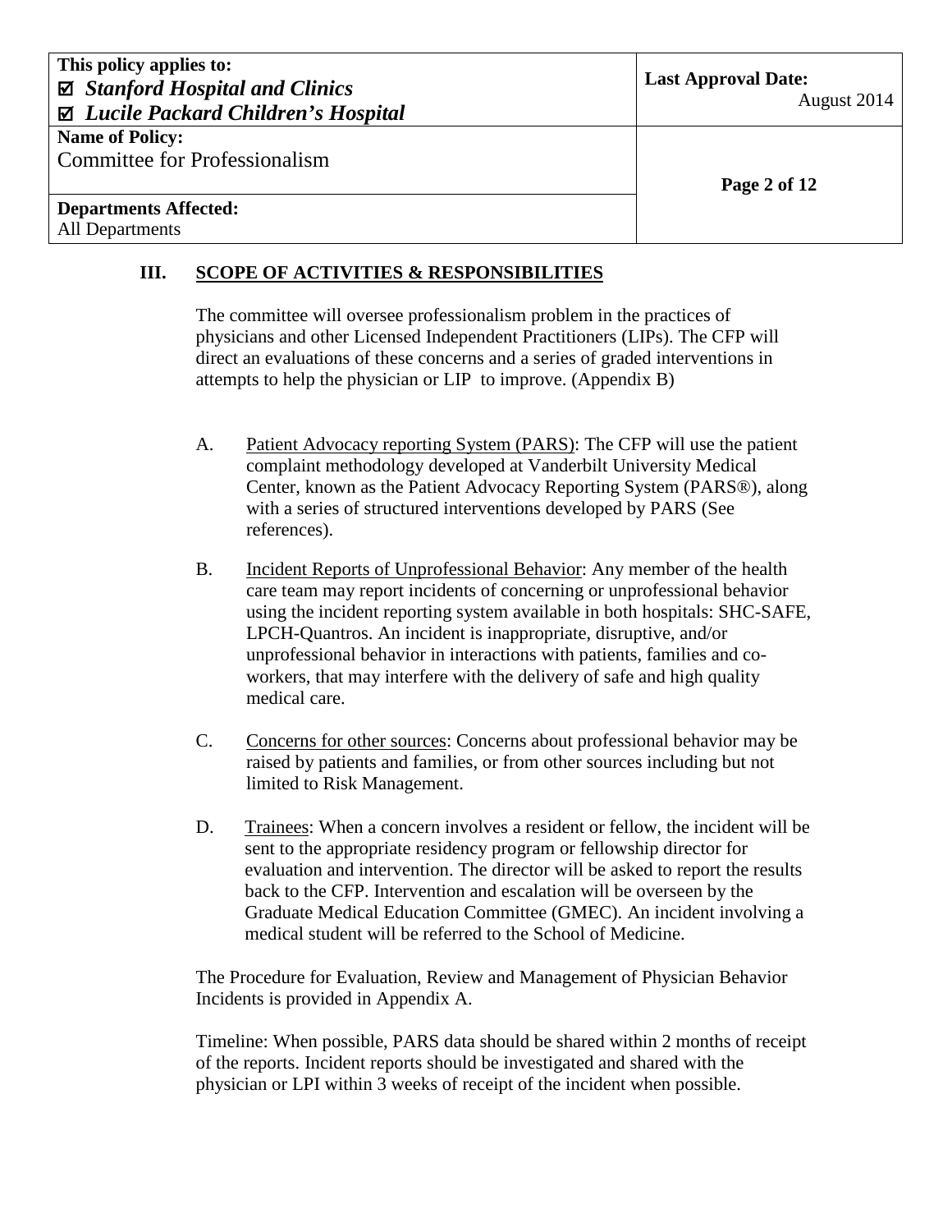## III. SCOPE OF ACTIVITIES & RESPONSIBILITIES

The committee will oversee professionalism problem in the practices of physicians and other Licensed Independent Practitioners (LIPs). The CFP will direct an evaluations of these concerns and a series of graded interventions in attempts to help the physician or LIP to improve. (Appendix B)

A. Patient Advocacy reporting System (PARS): The CFP will use the patient complaint methodology developed at Vanderbilt University Medical Center, known as the Patient Advocacy Reporting System (PARS®), along with a series of structured interventions developed by PARS (See references).

B. Incident Reports of Unprofessional Behavior: Any member of the health care team may report incidents of concerning or unprofessional behavior using the incident reporting system available in both hospitals: SHC-SAFE, LPCH-Quantros. An incident is inappropriate, disruptive, and/or unprofessional behavior in interactions with patients, families and co-workers, that may interfere with the delivery of safe and high quality medical care.

C. Concerns for other sources: Concerns about professional behavior may be raised by patients and families, or from other sources including but not limited to Risk Management.

D. Trainees: When a concern involves a resident or fellow, the incident will be sent to the appropriate residency program or fellowship director for evaluation and intervention. The director will be asked to report the results back to the CFP. Intervention and escalation will be overseen by the Graduate Medical Education Committee (GMEC). An incident involving a medical student will be referred to the School of Medicine.

The Procedure for Evaluation, Review and Management of Physician Behavior Incidents is provided in Appendix A.

Timeline: When possible, PARS data should be shared within 2 months of receipt of the reports. Incident reports should be investigated and shared with the physician or LPI within 3 weeks of receipt of the incident when possible.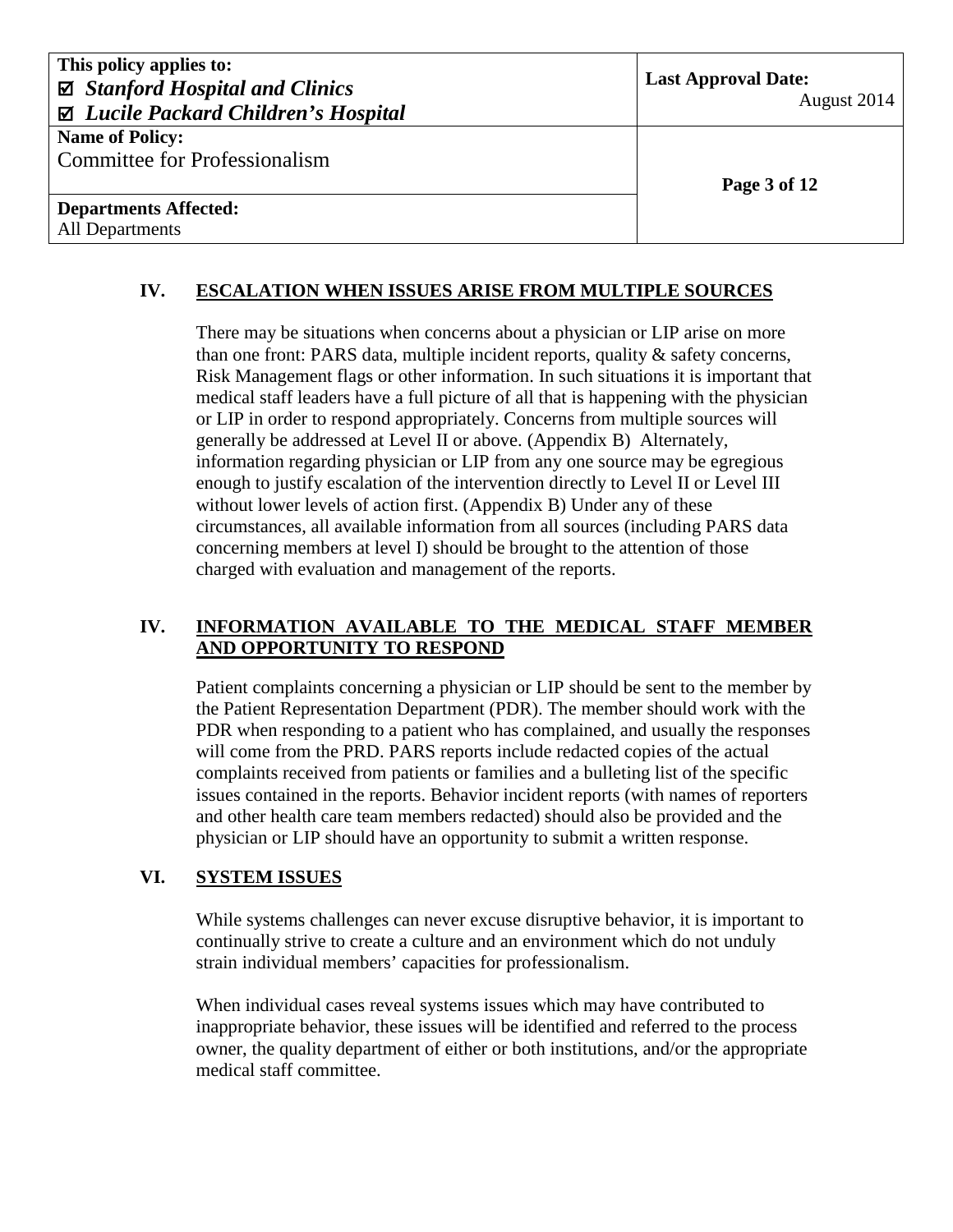## IV. ESCALATION WHEN ISSUES ARISE FROM MULTIPLE SOURCES

There may be situations when concerns about a physician or LIP arise on more than one front: PARS data, multiple incident reports, quality & safety concerns, Risk Management flags or other information. In such situations it is important that medical staff leaders have a full picture of all that is happening with the physician or LIP in order to respond appropriately. Concerns from multiple sources will generally be addressed at Level II or above. (Appendix B) Alternately, information regarding physician or LIP from any one source may be egregious enough to justify escalation of the intervention directly to Level II or Level III without lower levels of action first. (Appendix B) Under any of these circumstances, all available information from all sources (including PARS data concerning members at level I) should be brought to the attention of those charged with evaluation and management of the reports.

## IV. INFORMATION AVAILABLE TO THE MEDICAL STAFF MEMBER AND OPPORTUNITY TO RESPOND

Patient complaints concerning a physician or LIP should be sent to the member by the Patient Representation Department (PDR). The member should work with the PDR when responding to a patient who has complained, and usually the responses will come from the PRD. PARS reports include redacted copies of the actual complaints received from patients or families and a bulleting list of the specific issues contained in the reports. Behavior incident reports (with names of reporters and other health care team members redacted) should also be provided and the physician or LIP should have an opportunity to submit a written response.

## VI. SYSTEM ISSUES

While systems challenges can never excuse disruptive behavior, it is important to continually strive to create a culture and an environment which do not unduly strain individual members' capacities for professionalism.

When individual cases reveal systems issues which may have contributed to inappropriate behavior, these issues will be identified and referred to the process owner, the quality department of either or both institutions, and/or the appropriate medical staff committee.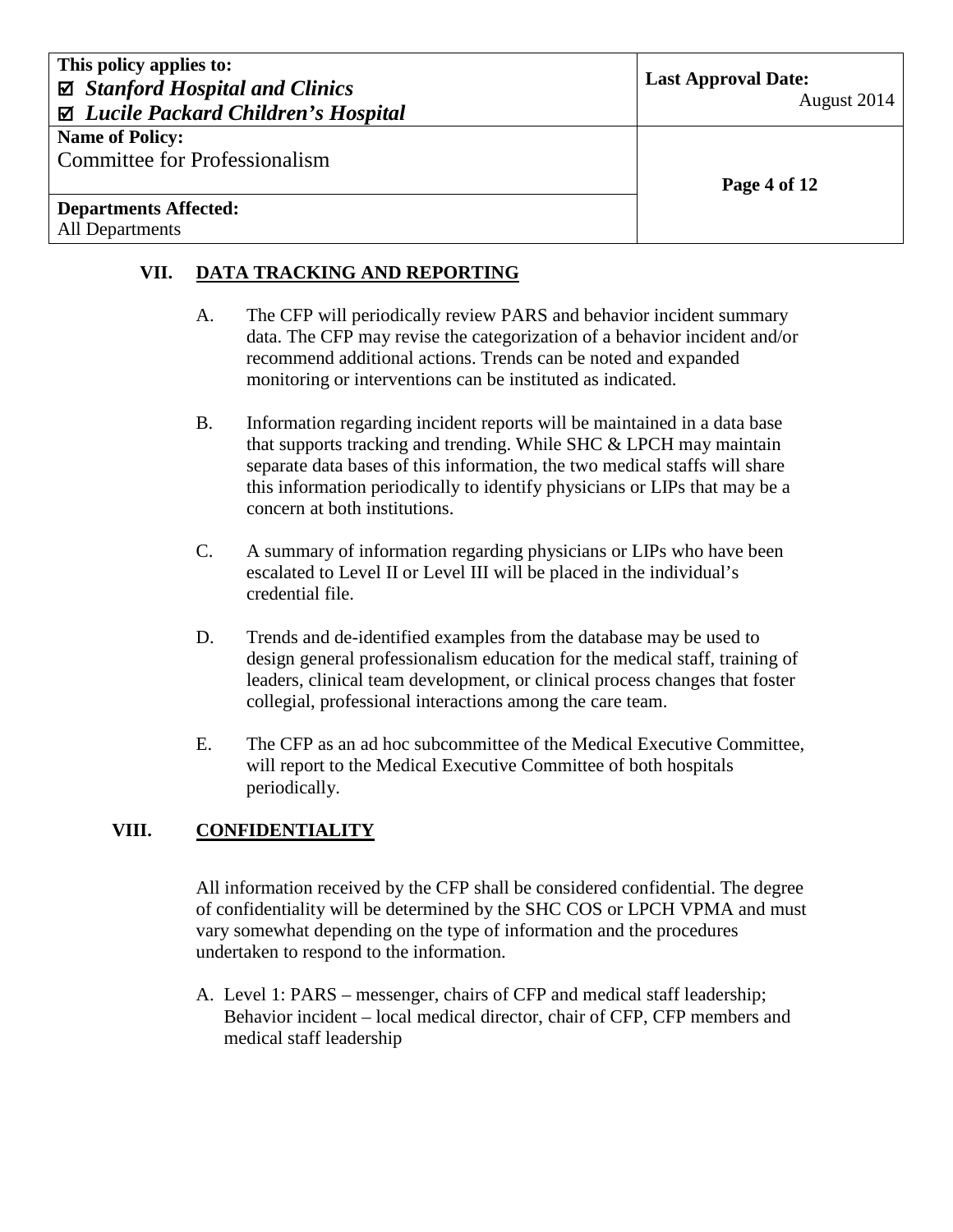## VII. DATA TRACKING AND REPORTING

A. The CFP will periodically review PARS and behavior incident summary data. The CFP may revise the categorization of a behavior incident and/or recommend additional actions. Trends can be noted and expanded monitoring or interventions can be instituted as indicated.

B. Information regarding incident reports will be maintained in a data base that supports tracking and trending. While SHC & LPCH may maintain separate data bases of this information, the two medical staffs will share this information periodically to identify physicians or LIPs that may be a concern at both institutions.

C. A summary of information regarding physicians or LIPs who have been escalated to Level II or Level III will be placed in the individual's credential file.

D. Trends and de-identified examples from the database may be used to design general professionalism education for the medical staff, training of leaders, clinical team development, or clinical process changes that foster collegial, professional interactions among the care team.

E. The CFP as an ad hoc subcommittee of the Medical Executive Committee, will report to the Medical Executive Committee of both hospitals periodically.

## VIII. CONFIDENTIALITY

All information received by the CFP shall be considered confidential. The degree of confidentiality will be determined by the SHC COS or LPCH VPMA and must vary somewhat depending on the type of information and the procedures undertaken to respond to the information.

A. Level 1: PARS – messenger, chairs of CFP and medical staff leadership; Behavior incident – local medical director, chair of CFP, CFP members and medical staff leadership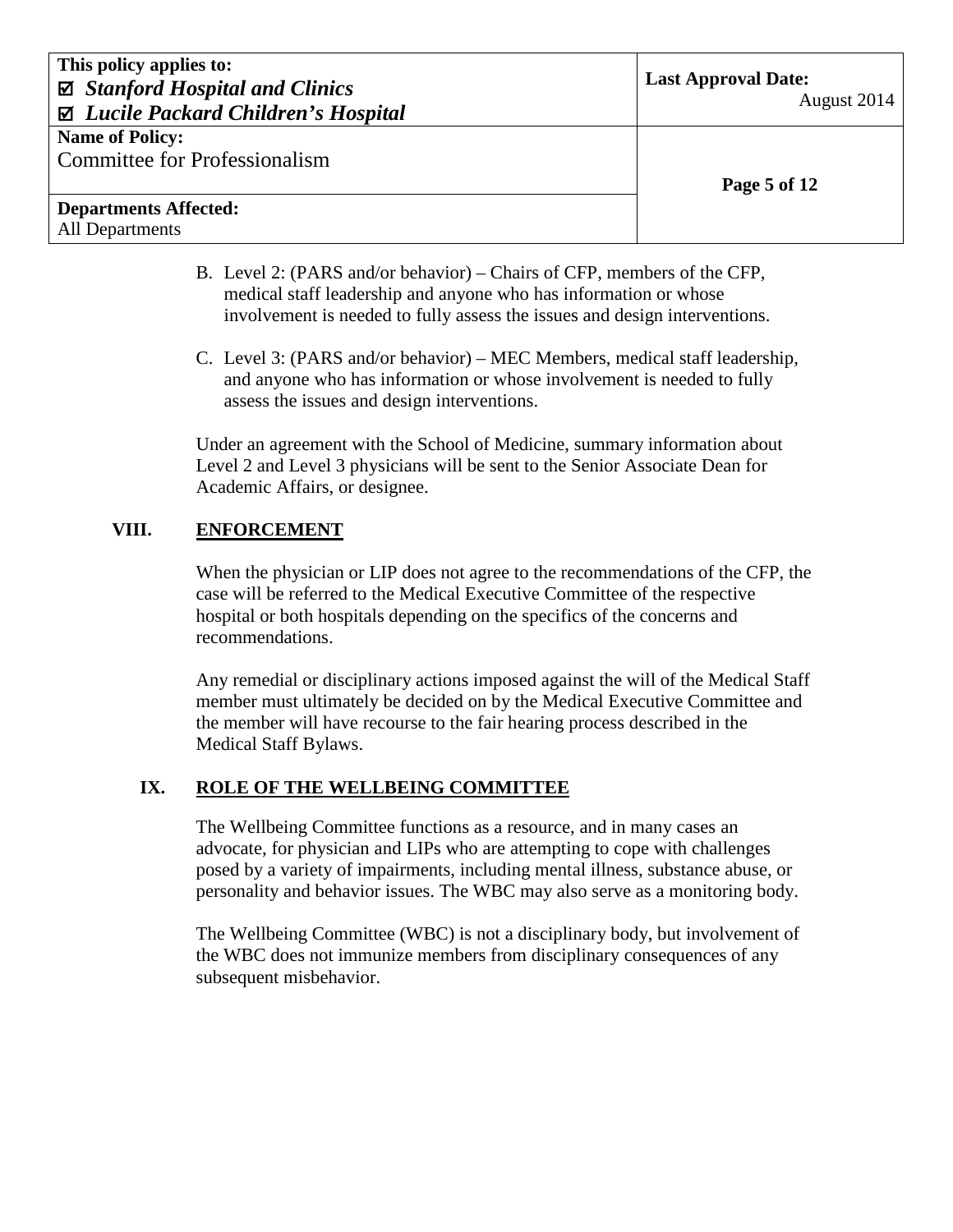B. Level 2: (PARS and/or behavior) – Chairs of CFP, members of the CFP, medical staff leadership and anyone who has information or whose involvement is needed to fully assess the issues and design interventions.

C. Level 3: (PARS and/or behavior) – MEC Members, medical staff leadership, and anyone who has information or whose involvement is needed to fully assess the issues and design interventions.

Under an agreement with the School of Medicine, summary information about Level 2 and Level 3 physicians will be sent to the Senior Associate Dean for Academic Affairs, or designee.

## VIII. ENFORCEMENT

When the physician or LIP does not agree to the recommendations of the CFP, the case will be referred to the Medical Executive Committee of the respective hospital or both hospitals depending on the specifics of the concerns and recommendations.

Any remedial or disciplinary actions imposed against the will of the Medical Staff member must ultimately be decided on by the Medical Executive Committee and the member will have recourse to the fair hearing process described in the Medical Staff Bylaws.

## IX. ROLE OF THE WELLBEING COMMITTEE

The Wellbeing Committee functions as a resource, and in many cases an advocate, for physician and LIPs who are attempting to cope with challenges posed by a variety of impairments, including mental illness, substance abuse, or personality and behavior issues. The WBC may also serve as a monitoring body.

The Wellbeing Committee (WBC) is not a disciplinary body, but involvement of the WBC does not immunize members from disciplinary consequences of any subsequent misbehavior.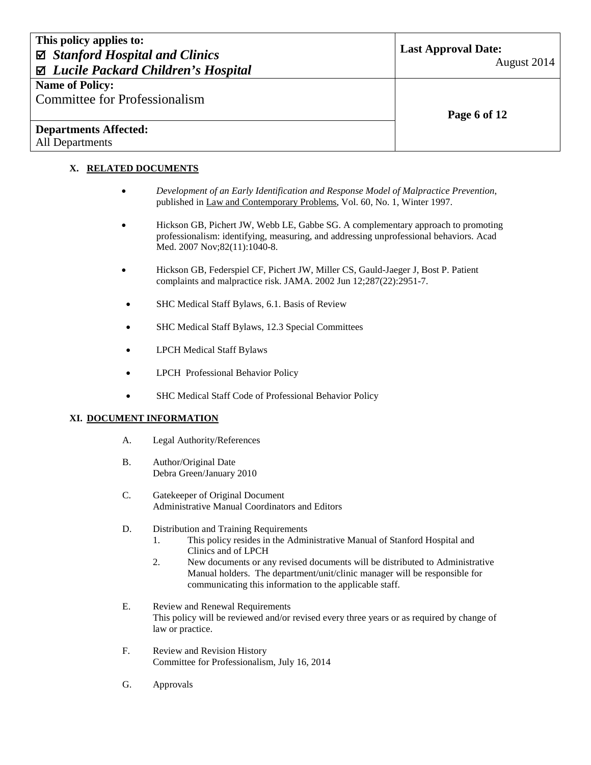## X. RELATED DOCUMENTS

- *Development of an Early Identification and Response Model of Malpractice Prevention*, published in Law and Contemporary Problems, Vol. 60, No. 1, Winter 1997.
- Hickson GB, Pichert JW, Webb LE, Gabbe SG. A complementary approach to promoting professionalism: identifying, measuring, and addressing unprofessional behaviors. Acad Med. 2007 Nov;82(11):1040-8.
- Hickson GB, Federspiel CF, Pichert JW, Miller CS, Gauld-Jaeger J, Bost P. Patient complaints and malpractice risk. JAMA. 2002 Jun 12;287(22):2951-7.
- SHC Medical Staff Bylaws, 6.1. Basis of Review
- SHC Medical Staff Bylaws, 12.3 Special Committees
- LPCH Medical Staff Bylaws
- LPCH Professional Behavior Policy
- SHC Medical Staff Code of Professional Behavior Policy

## XI. DOCUMENT INFORMATION

A. Legal Authority/References

B. Author/Original Date
Debra Green/January 2010

C. Gatekeeper of Original Document
Administrative Manual Coordinators and Editors

D. Distribution and Training Requirements
1. This policy resides in the Administrative Manual of Stanford Hospital and Clinics and of LPCH
2. New documents or any revised documents will be distributed to Administrative Manual holders. The department/unit/clinic manager will be responsible for communicating this information to the applicable staff.

E. Review and Renewal Requirements
This policy will be reviewed and/or revised every three years or as required by change of law or practice.

F. Review and Revision History
Committee for Professionalism, July 16, 2014

G. Approvals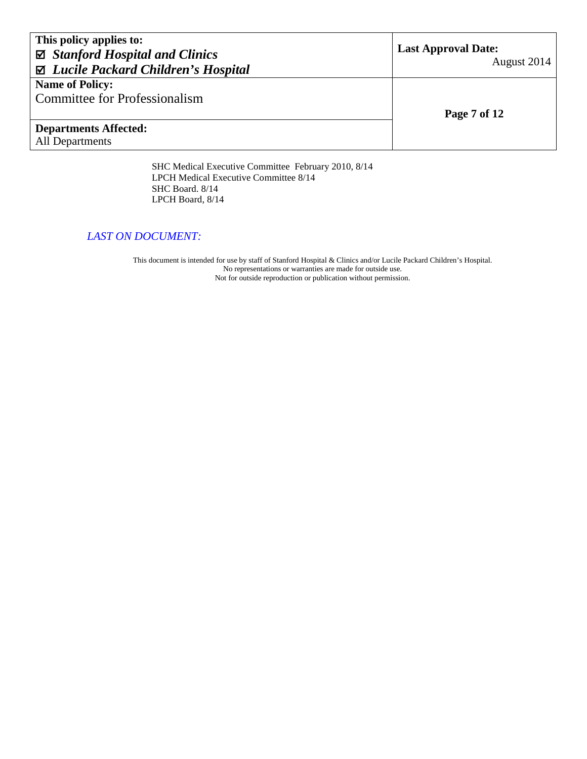SHC Medical Executive Committee February 2010, 8/14
LPCH Medical Executive Committee 8/14
SHC Board. 8/14
LPCH Board, 8/14

*LAST ON DOCUMENT:*

This document is intended for use by staff of Stanford Hospital & Clinics and/or Lucile Packard Children's Hospital.
No representations or warranties are made for outside use.
Not for outside reproduction or publication without permission.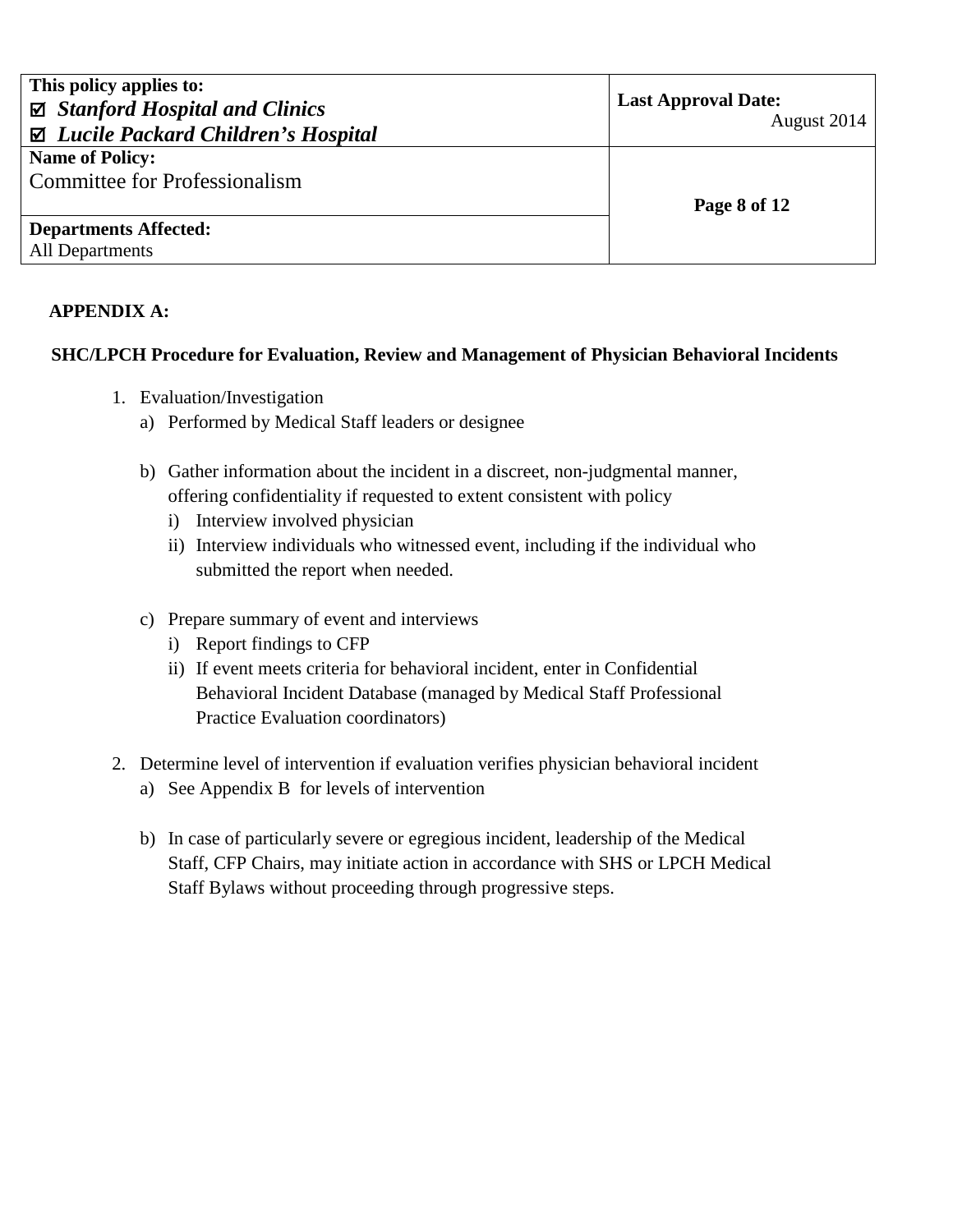**APPENDIX A:**

**SHC/LPCH Procedure for Evaluation, Review and Management of Physician Behavioral Incidents**

1. Evaluation/Investigation
   a) Performed by Medical Staff leaders or designee

   b) Gather information about the incident in a discreet, non-judgmental manner, offering confidentiality if requested to extent consistent with policy
      i) Interview involved physician
      ii) Interview individuals who witnessed event, including if the individual who submitted the report when needed.

   c) Prepare summary of event and interviews
      i) Report findings to CFP
      ii) If event meets criteria for behavioral incident, enter in Confidential Behavioral Incident Database (managed by Medical Staff Professional Practice Evaluation coordinators)

2. Determine level of intervention if evaluation verifies physician behavioral incident
   a) See Appendix B for levels of intervention

   b) In case of particularly severe or egregious incident, leadership of the Medical Staff, CFP Chairs, may initiate action in accordance with SHS or LPCH Medical Staff Bylaws without proceeding through progressive steps.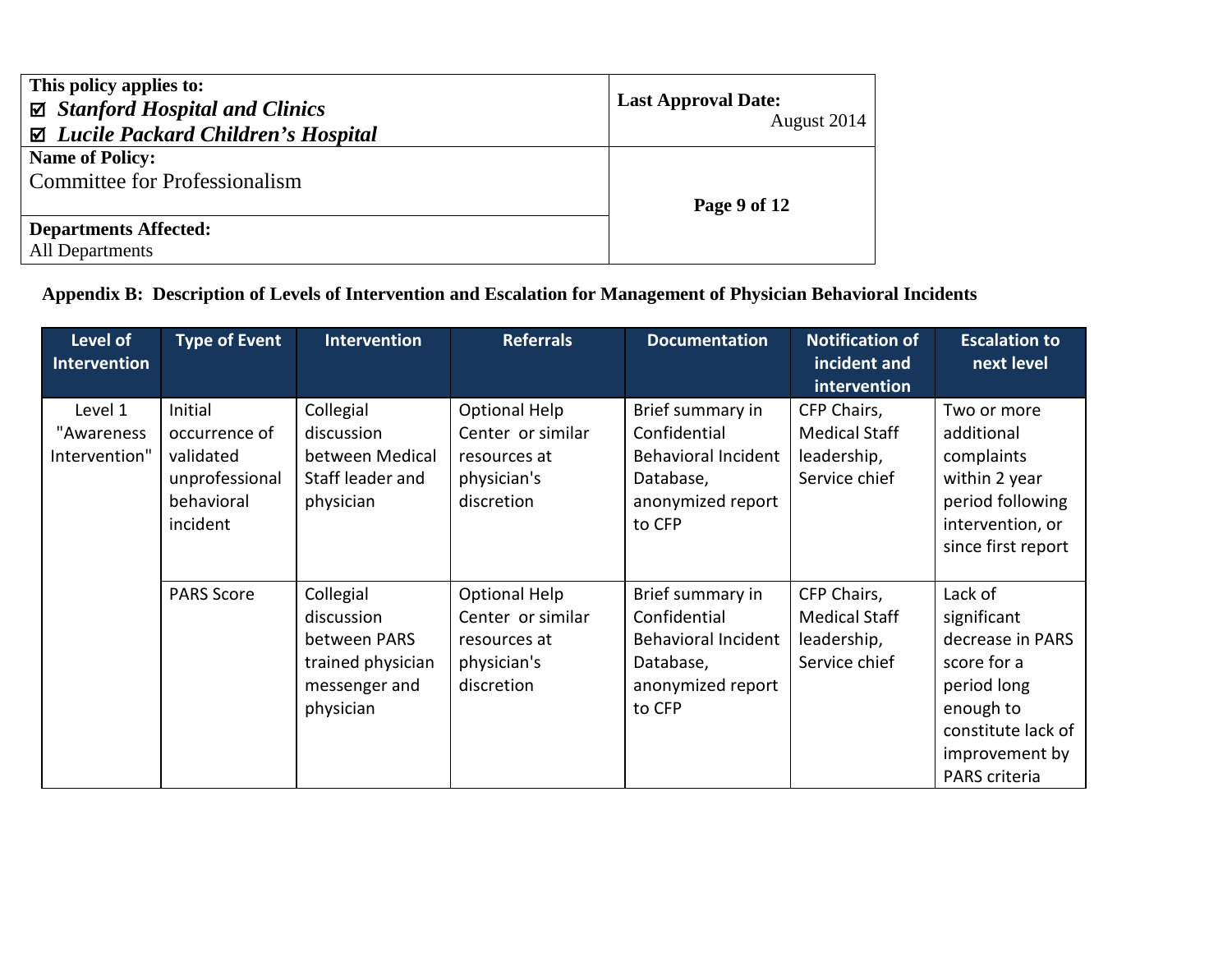**Appendix B: Description of Levels of Intervention and Escalation for Management of Physician Behavioral Incidents**

| Level of Intervention | Type of Event | Intervention | Referrals | Documentation | Notification of incident and intervention | Escalation to next level |
|---|---|---|---|---|---|---|
| Level 1 "Awareness Intervention" | Initial occurrence of validated unprofessional behavioral incident | Collegial discussion between Medical Staff leader and physician | Optional Help Center or similar resources at physician's discretion | Brief summary in Confidential Behavioral Incident Database, anonymized report to CFP | CFP Chairs, Medical Staff leadership, Service chief | Two or more additional complaints within 2 year period following intervention, or since first report |
| | PARS Score | Collegial discussion between PARS trained physician messenger and physician | Optional Help Center or similar resources at physician's discretion | Brief summary in Confidential Behavioral Incident Database, anonymized report to CFP | CFP Chairs, Medical Staff leadership, Service chief | Lack of significant decrease in PARS score for a period long enough to constitute lack of improvement by PARS criteria |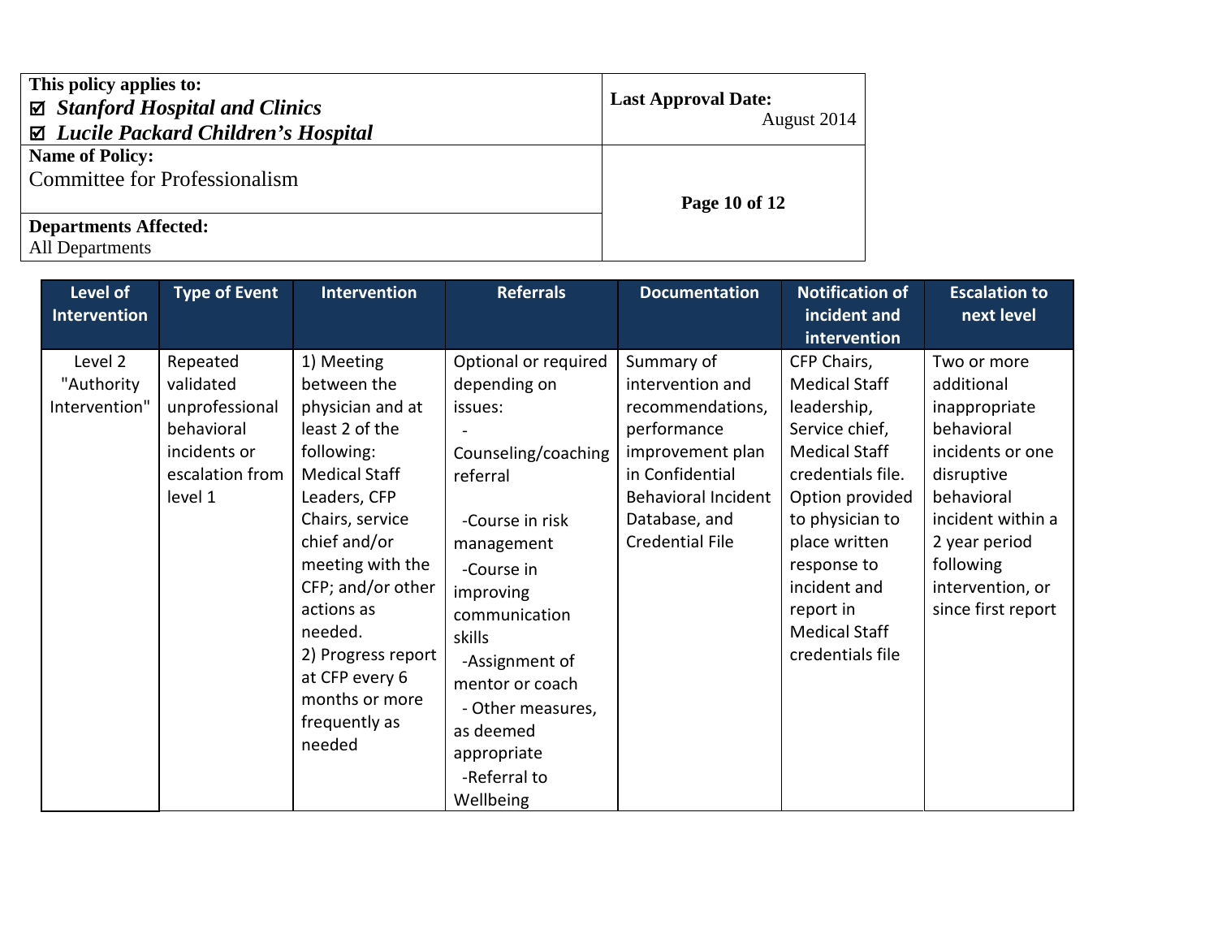| This policy applies to: ☑ *Stanford Hospital and Clinics* ☑ *Lucile Packard Children's Hospital* | Last Approval Date: August 2014 |
|---|---|
| **Name of Policy:** Committee for Professionalism | |
| **Departments Affected:** All Departments | |

| Level of Intervention | Type of Event | Intervention | Referrals | Documentation | Notification of incident and intervention | Escalation to next level |
|---|---|---|---|---|---|---|
| Level 2 "Authority Intervention" | Repeated validated unprofessional behavioral incidents or escalation from level 1 | 1) Meeting between the physician and at least 2 of the following: Medical Staff Leaders, CFP Chairs, service chief and/or meeting with the CFP; and/or other actions as needed. 2) Progress report at CFP every 6 months or more frequently as needed | Optional or required depending on issues: - Counseling/coaching referral -Course in risk management -Course in improving communication skills -Assignment of mentor or coach - Other measures, as deemed appropriate -Referral to Wellbeing | Summary of intervention and recommendations, performance improvement plan in Confidential Behavioral Incident Database, and Credential File | CFP Chairs, Medical Staff leadership, Service chief, Medical Staff credentials file. Option provided to physician to place written response to incident and report in Medical Staff credentials file | Two or more additional inappropriate behavioral incidents or one disruptive behavioral incident within a 2 year period following intervention, or since first report |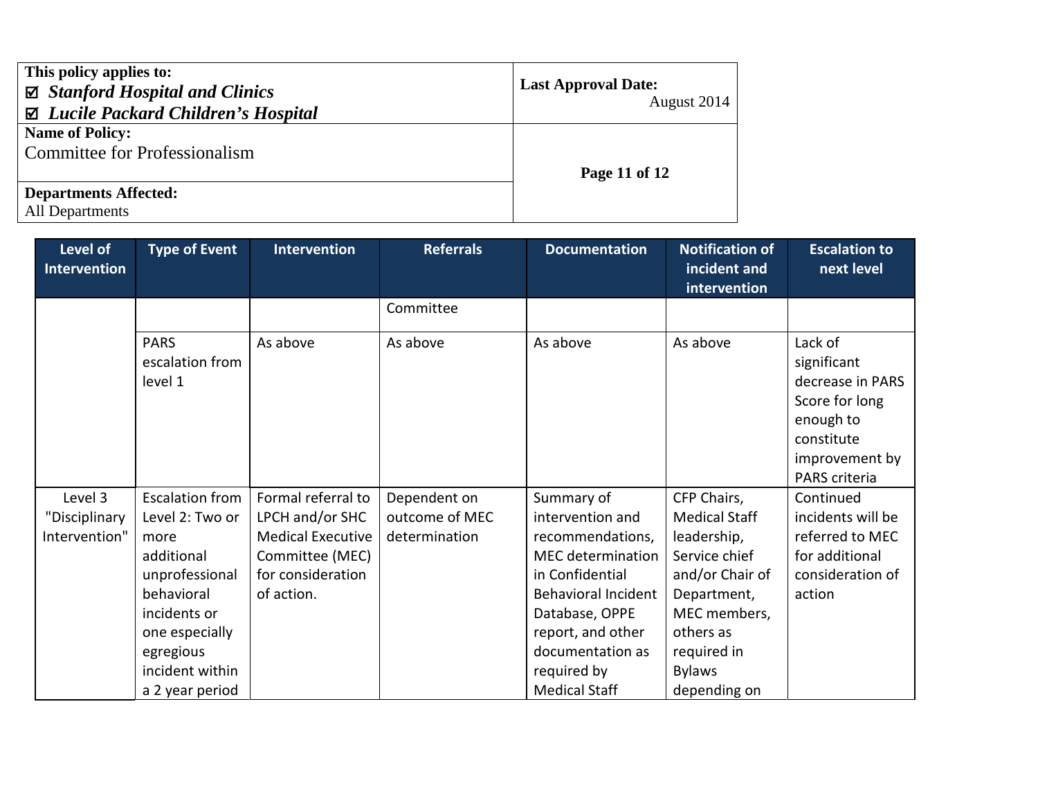| Level of Intervention | Type of Event | Intervention | Referrals | Documentation | Notification of incident and intervention | Escalation to next level |
|---|---|---|---|---|---|---|
| | | | Committee | | | |
| | PARS escalation from level 1 | As above | As above | As above | As above | Lack of significant decrease in PARS Score for long enough to constitute improvement by PARS criteria |
| Level 3 "Disciplinary Intervention" | Escalation from Level 2: Two or more additional unprofessional behavioral incidents or one especially egregious incident within a 2 year period | Formal referral to LPCH and/or SHC Medical Executive Committee (MEC) for consideration of action. | Dependent on outcome of MEC determination | Summary of intervention and recommendations, MEC determination in Confidential Behavioral Incident Database, OPPE report, and other documentation as required by Medical Staff | CFP Chairs, Medical Staff leadership, Service chief and/or Chair of Department, MEC members, others as required in Bylaws depending on | Continued incidents will be referred to MEC for additional consideration of action |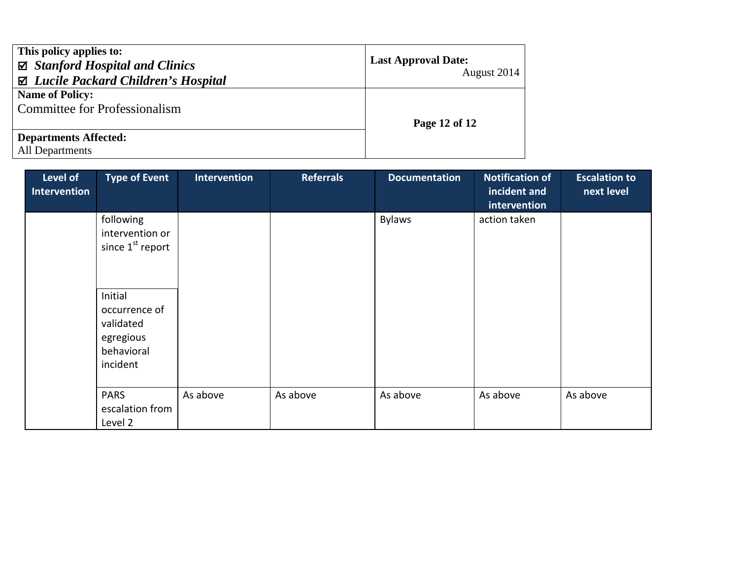| Level of Intervention | Type of Event | Intervention | Referrals | Documentation | Notification of incident and intervention | Escalation to next level |
|---|---|---|---|---|---|---|
| | following intervention or since 1st report | | | Bylaws | action taken | |
| | Initial occurrence of validated egregious behavioral incident | | | | | |
| | PARS escalation from Level 2 | As above | As above | As above | As above | As above |